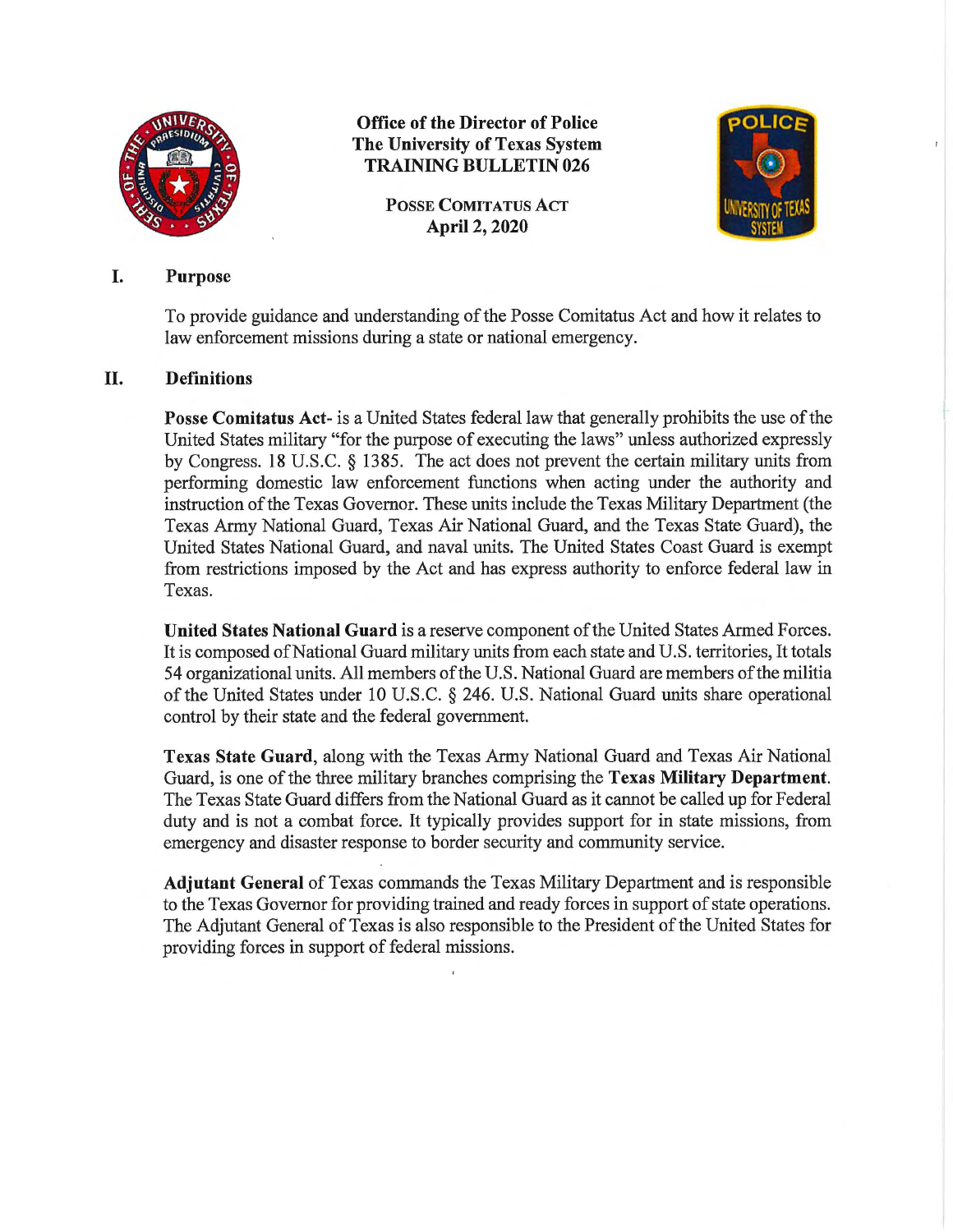**Office of the Director of Police**
**The University of Texas System**
**TRAINING BULLETIN 026**

**POSSE COMITATUS ACT**
**April 2, 2020**

## I. Purpose

To provide guidance and understanding of the Posse Comitatus Act and how it relates to law enforcement missions during a state or national emergency.

## II. Definitions

**Posse Comitatus Act**- is a United States federal law that generally prohibits the use of the United States military "for the purpose of executing the laws" unless authorized expressly by Congress. 18 U.S.C. § 1385. The act does not prevent the certain military units from performing domestic law enforcement functions when acting under the authority and instruction of the Texas Governor. These units include the Texas Military Department (the Texas Army National Guard, Texas Air National Guard, and the Texas State Guard), the United States National Guard, and naval units. The United States Coast Guard is exempt from restrictions imposed by the Act and has express authority to enforce federal law in Texas.

**United States National Guard** is a reserve component of the United States Armed Forces. It is composed of National Guard military units from each state and U.S. territories, It totals 54 organizational units. All members of the U.S. National Guard are members of the militia of the United States under 10 U.S.C. § 246. U.S. National Guard units share operational control by their state and the federal government.

**Texas State Guard**, along with the Texas Army National Guard and Texas Air National Guard, is one of the three military branches comprising the **Texas Military Department**. The Texas State Guard differs from the National Guard as it cannot be called up for Federal duty and is not a combat force. It typically provides support for in state missions, from emergency and disaster response to border security and community service.

**Adjutant General** of Texas commands the Texas Military Department and is responsible to the Texas Governor for providing trained and ready forces in support of state operations. The Adjutant General of Texas is also responsible to the President of the United States for providing forces in support of federal missions.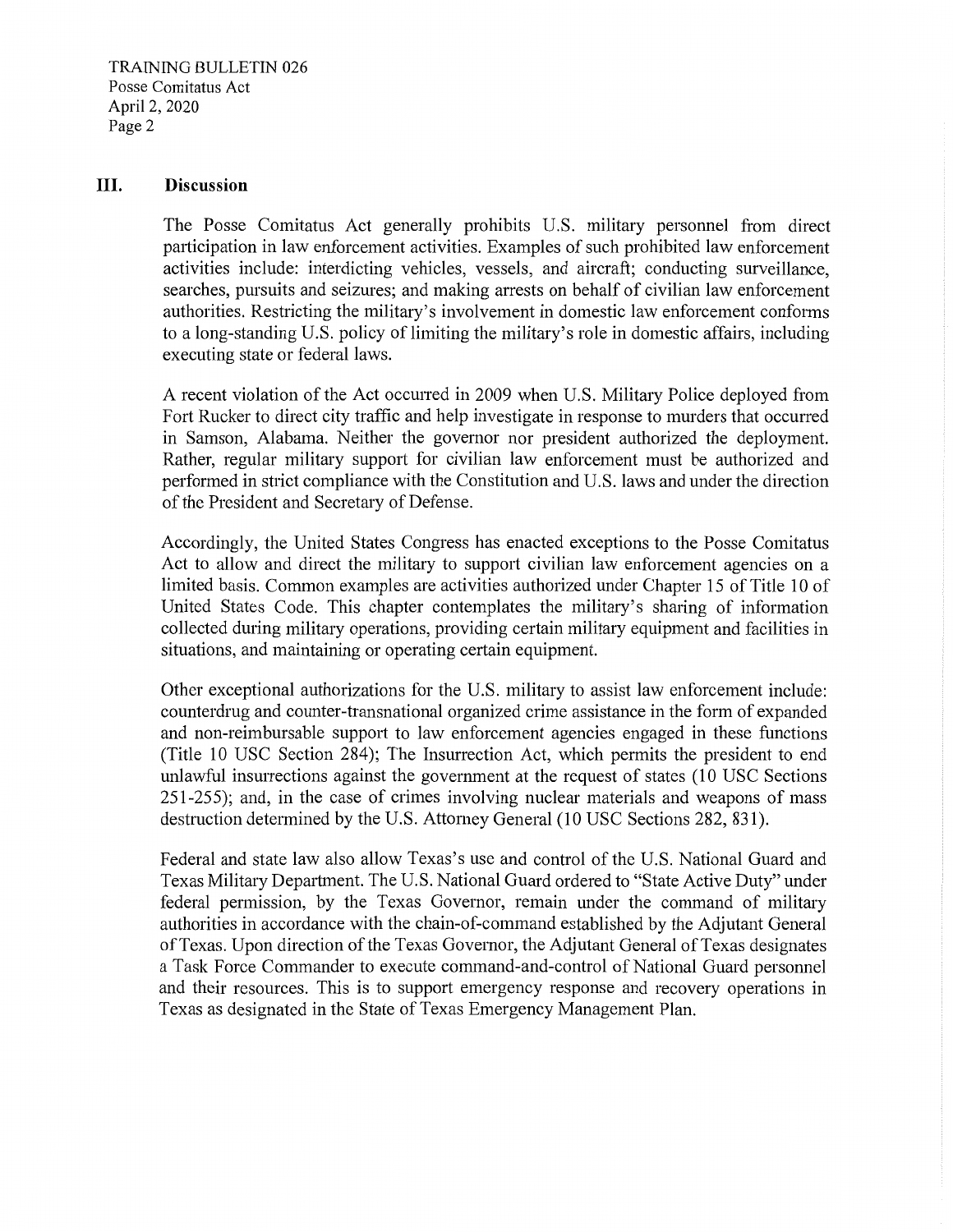## III. Discussion

The Posse Comitatus Act generally prohibits U.S. military personnel from direct participation in law enforcement activities. Examples of such prohibited law enforcement activities include: interdicting vehicles, vessels, and aircraft; conducting surveillance, searches, pursuits and seizures; and making arrests on behalf of civilian law enforcement authorities. Restricting the military's involvement in domestic law enforcement conforms to a long-standing U.S. policy of limiting the military's role in domestic affairs, including executing state or federal laws.

A recent violation of the Act occurred in 2009 when U.S. Military Police deployed from Fort Rucker to direct city traffic and help investigate in response to murders that occurred in Samson, Alabama. Neither the governor nor president authorized the deployment. Rather, regular military support for civilian law enforcement must be authorized and performed in strict compliance with the Constitution and U.S. laws and under the direction of the President and Secretary of Defense.

Accordingly, the United States Congress has enacted exceptions to the Posse Comitatus Act to allow and direct the military to support civilian law enforcement agencies on a limited basis. Common examples are activities authorized under Chapter 15 of Title 10 of United States Code. This chapter contemplates the military's sharing of information collected during military operations, providing certain military equipment and facilities in situations, and maintaining or operating certain equipment.

Other exceptional authorizations for the U.S. military to assist law enforcement include: counterdrug and counter-transnational organized crime assistance in the form of expanded and non-reimbursable support to law enforcement agencies engaged in these functions (Title 10 USC Section 284); The Insurrection Act, which permits the president to end unlawful insurrections against the government at the request of states (10 USC Sections 251-255); and, in the case of crimes involving nuclear materials and weapons of mass destruction determined by the U.S. Attorney General (10 USC Sections 282, 831).

Federal and state law also allow Texas's use and control of the U.S. National Guard and Texas Military Department. The U.S. National Guard ordered to "State Active Duty" under federal permission, by the Texas Governor, remain under the command of military authorities in accordance with the chain-of-command established by the Adjutant General of Texas. Upon direction of the Texas Governor, the Adjutant General of Texas designates a Task Force Commander to execute command-and-control of National Guard personnel and their resources. This is to support emergency response and recovery operations in Texas as designated in the State of Texas Emergency Management Plan.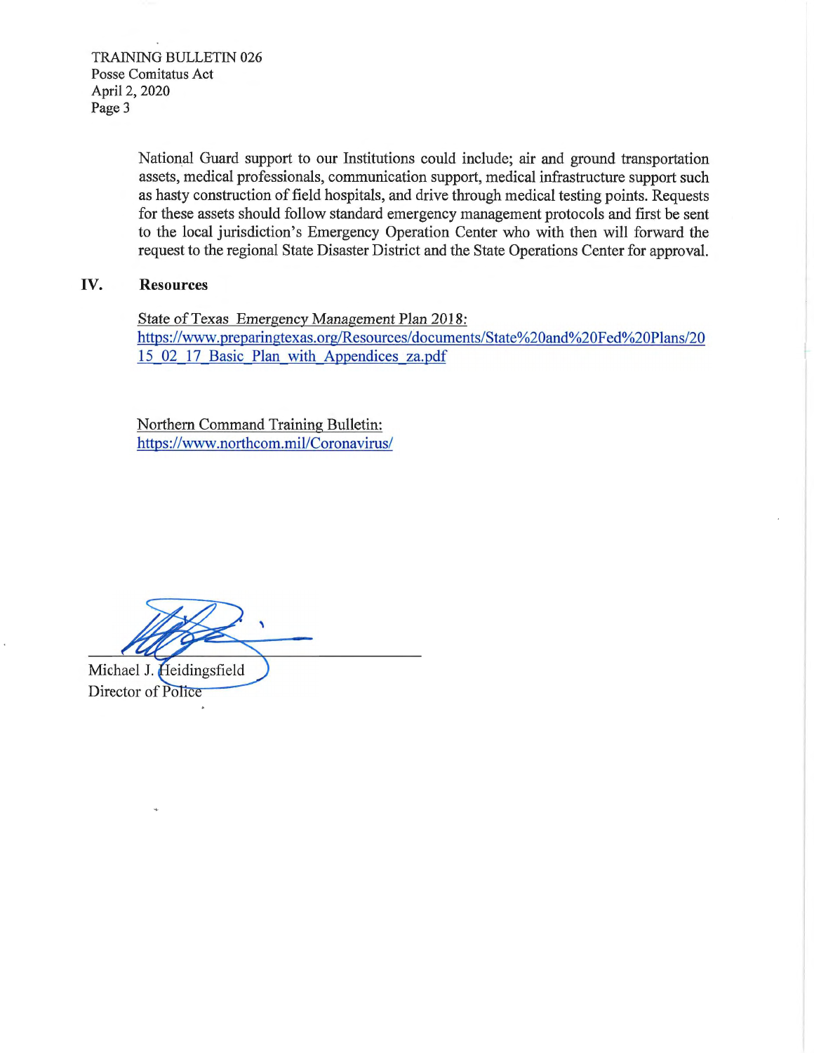National Guard support to our Institutions could include; air and ground transportation assets, medical professionals, communication support, medical infrastructure support such as hasty construction of field hospitals, and drive through medical testing points. Requests for these assets should follow standard emergency management protocols and first be sent to the local jurisdiction's Emergency Operation Center who with then will forward the request to the regional State Disaster District and the State Operations Center for approval.

## IV. Resources

State of Texas Emergency Management Plan 2018:
https://www.preparingtexas.org/Resources/documents/State%20and%20Fed%20Plans/2015_02_17_Basic_Plan_with_Appendices_za.pdf

Northern Command Training Bulletin:
https://www.northcom.mil/Coronavirus/

Michael J. Heidingsfield
Director of Police